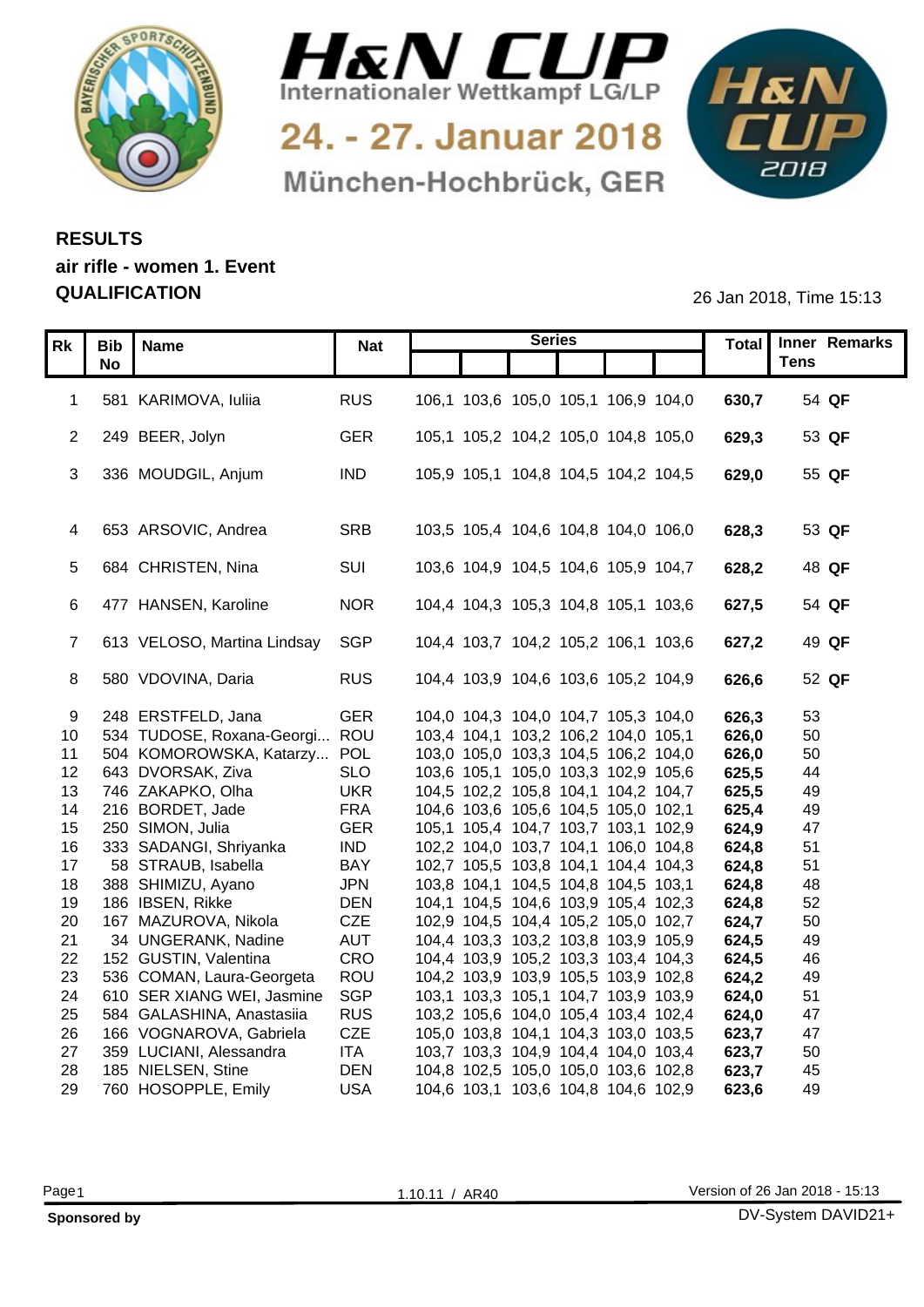# H&N CUP

Internationaler Wettkampf LG/LP

24. - 27. Januar 2018

München-Hochbrück, GER

## RESULTS
## air rifle - women 1. Event
## QUALIFICATION

26 Jan 2018, Time 15:13

| Rk | Bib No | Name | Nat | Series | | | | | | Total | Inner Tens | Remarks |
|---|---|---|---|---|---|---|---|---|---|---|---|---|
| 1 | 581 | KARIMOVA, Iuliia | RUS | 106,1 | 103,6 | 105,0 | 105,1 | 106,9 | 104,0 | **630,7** | 54 | **QF** |
| 2 | 249 | BEER, Jolyn | GER | 105,1 | 105,2 | 104,2 | 105,0 | 104,8 | 105,0 | **629,3** | 53 | **QF** |
| 3 | 336 | MOUDGIL, Anjum | IND | 105,9 | 105,1 | 104,8 | 104,5 | 104,2 | 104,5 | **629,0** | 55 | **QF** |
| 4 | 653 | ARSOVIC, Andrea | SRB | 103,5 | 105,4 | 104,6 | 104,8 | 104,0 | 106,0 | **628,3** | 53 | **QF** |
| 5 | 684 | CHRISTEN, Nina | SUI | 103,6 | 104,9 | 104,5 | 104,6 | 105,9 | 104,7 | **628,2** | 48 | **QF** |
| 6 | 477 | HANSEN, Karoline | NOR | 104,4 | 104,3 | 105,3 | 104,8 | 105,1 | 103,6 | **627,5** | 54 | **QF** |
| 7 | 613 | VELOSO, Martina Lindsay | SGP | 104,4 | 103,7 | 104,2 | 105,2 | 106,1 | 103,6 | **627,2** | 49 | **QF** |
| 8 | 580 | VDOVINA, Daria | RUS | 104,4 | 103,9 | 104,6 | 103,6 | 105,2 | 104,9 | **626,6** | 52 | **QF** |
| 9 | 248 | ERSTFELD, Jana | GER | 104,0 | 104,3 | 104,0 | 104,7 | 105,3 | 104,0 | **626,3** | 53 | |
| 10 | 534 | TUDOSE, Roxana-Georgi... | ROU | 103,4 | 104,1 | 103,2 | 106,2 | 104,0 | 105,1 | **626,0** | 50 | |
| 11 | 504 | KOMOROWSKA, Katarzy... | POL | 103,0 | 105,0 | 103,3 | 104,5 | 106,2 | 104,0 | **626,0** | 50 | |
| 12 | 643 | DVORSAK, Ziva | SLO | 103,6 | 105,1 | 105,0 | 103,3 | 102,9 | 105,6 | **625,5** | 44 | |
| 13 | 746 | ZAKAPKO, Olha | UKR | 104,5 | 102,2 | 105,8 | 104,1 | 104,2 | 104,7 | **625,5** | 49 | |
| 14 | 216 | BORDET, Jade | FRA | 104,6 | 103,6 | 105,6 | 104,5 | 105,0 | 102,1 | **625,4** | 49 | |
| 15 | 250 | SIMON, Julia | GER | 105,1 | 105,4 | 104,7 | 103,7 | 103,1 | 102,9 | **624,9** | 47 | |
| 16 | 333 | SADANGI, Shriyanka | IND | 102,2 | 104,0 | 103,7 | 104,1 | 106,0 | 104,8 | **624,8** | 51 | |
| 17 | 58 | STRAUB, Isabella | BAY | 102,7 | 105,5 | 103,8 | 104,1 | 104,4 | 104,3 | **624,8** | 51 | |
| 18 | 388 | SHIMIZU, Ayano | JPN | 103,8 | 104,1 | 104,5 | 104,8 | 104,5 | 103,1 | **624,8** | 48 | |
| 19 | 186 | IBSEN, Rikke | DEN | 104,1 | 104,5 | 104,6 | 103,9 | 105,4 | 102,3 | **624,8** | 52 | |
| 20 | 167 | MAZUROVA, Nikola | CZE | 102,9 | 104,5 | 104,4 | 105,2 | 105,0 | 102,7 | **624,7** | 50 | |
| 21 | 34 | UNGERANK, Nadine | AUT | 104,4 | 103,3 | 103,2 | 103,8 | 103,9 | 105,9 | **624,5** | 49 | |
| 22 | 152 | GUSTIN, Valentina | CRO | 104,4 | 103,9 | 105,2 | 103,3 | 103,4 | 104,3 | **624,5** | 46 | |
| 23 | 536 | COMAN, Laura-Georgeta | ROU | 104,2 | 103,9 | 103,9 | 105,5 | 103,9 | 102,8 | **624,2** | 49 | |
| 24 | 610 | SER XIANG WEI, Jasmine | SGP | 103,1 | 103,3 | 105,1 | 104,7 | 103,9 | 103,9 | **624,0** | 51 | |
| 25 | 584 | GALASHINA, Anastasiia | RUS | 103,2 | 105,6 | 104,0 | 105,4 | 103,4 | 102,4 | **624,0** | 47 | |
| 26 | 166 | VOGNAROVA, Gabriela | CZE | 105,0 | 103,8 | 104,1 | 104,3 | 103,0 | 103,5 | **623,7** | 47 | |
| 27 | 359 | LUCIANI, Alessandra | ITA | 103,7 | 103,3 | 104,9 | 104,4 | 104,0 | 103,4 | **623,7** | 50 | |
| 28 | 185 | NIELSEN, Stine | DEN | 104,8 | 102,5 | 105,0 | 105,0 | 103,6 | 102,8 | **623,7** | 45 | |
| 29 | 760 | HOSOPPLE, Emily | USA | 104,6 | 103,1 | 103,6 | 104,8 | 104,6 | 102,9 | **623,6** | 49 | |

1.10.11 / AR40

Version of 26 Jan 2018 - 15:13

**Sponsored by**

DV-System DAVID21+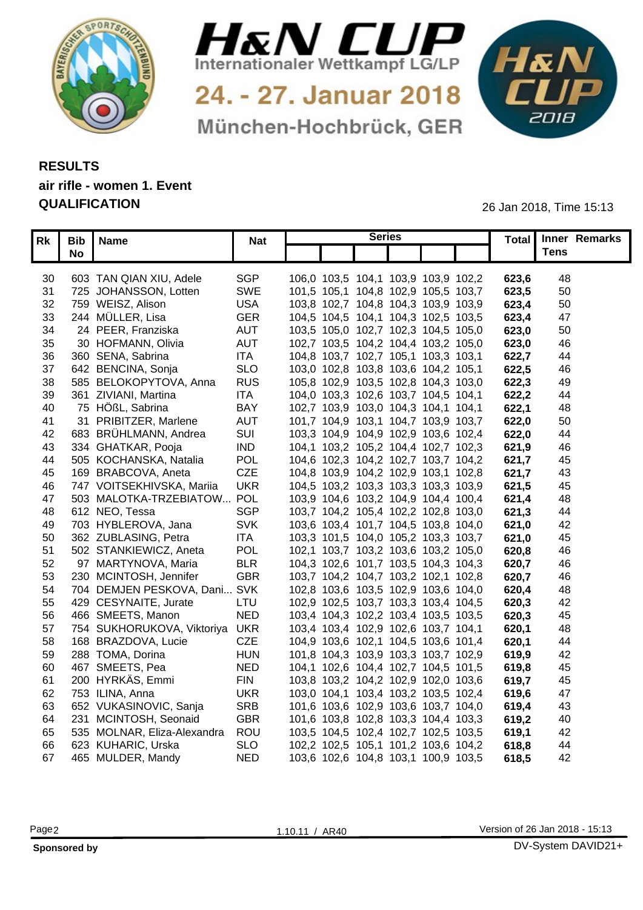# H&N CUP

Internationaler Wettkampf LG/LP

24. - 27. Januar 2018

München-Hochbrück, GER

**RESULTS**
**air rifle - women 1. Event**
**QUALIFICATION**

26 Jan 2018, Time 15:13

| Rk | Bib No | Name | Nat | Series | | | | | | Total | Inner Tens | Remarks |
|---|---|---|---|---|---|---|---|---|---|---|---|---|
| 30 | 603 | TAN QIAN XIU, Adele | SGP | 106,0 | 103,5 | 104,1 | 103,9 | 103,9 | 102,2 | **623,6** | 48 | |
| 31 | 725 | JOHANSSON, Lotten | SWE | 101,5 | 105,1 | 104,8 | 102,9 | 105,5 | 103,7 | **623,5** | 50 | |
| 32 | 759 | WEISZ, Alison | USA | 103,8 | 102,7 | 104,8 | 104,3 | 103,9 | 103,9 | **623,4** | 50 | |
| 33 | 244 | MÜLLER, Lisa | GER | 104,5 | 104,5 | 104,1 | 104,3 | 102,5 | 103,5 | **623,4** | 47 | |
| 34 | 24 | PEER, Franziska | AUT | 103,5 | 105,0 | 102,7 | 102,3 | 104,5 | 105,0 | **623,0** | 50 | |
| 35 | 30 | HOFMANN, Olivia | AUT | 102,7 | 103,5 | 104,2 | 104,4 | 103,2 | 105,0 | **623,0** | 46 | |
| 36 | 360 | SENA, Sabrina | ITA | 104,8 | 103,7 | 102,7 | 105,1 | 103,3 | 103,1 | **622,7** | 44 | |
| 37 | 642 | BENCINA, Sonja | SLO | 103,0 | 102,8 | 103,8 | 103,6 | 104,2 | 105,1 | **622,5** | 46 | |
| 38 | 585 | BELOKOPYTOVA, Anna | RUS | 105,8 | 102,9 | 103,5 | 102,8 | 104,3 | 103,0 | **622,3** | 49 | |
| 39 | 361 | ZIVIANI, Martina | ITA | 104,0 | 103,3 | 102,6 | 103,7 | 104,5 | 104,1 | **622,2** | 44 | |
| 40 | 75 | HÖßL, Sabrina | BAY | 102,7 | 103,9 | 103,0 | 104,3 | 104,1 | 104,1 | **622,1** | 48 | |
| 41 | 31 | PRIBITZER, Marlene | AUT | 101,7 | 104,9 | 103,1 | 104,7 | 103,9 | 103,7 | **622,0** | 50 | |
| 42 | 683 | BRÜHLMANN, Andrea | SUI | 103,3 | 104,9 | 104,9 | 102,9 | 103,6 | 102,4 | **622,0** | 44 | |
| 43 | 334 | GHATKAR, Pooja | IND | 104,1 | 103,2 | 105,2 | 104,4 | 102,7 | 102,3 | **621,9** | 46 | |
| 44 | 505 | KOCHANSKA, Natalia | POL | 104,6 | 102,3 | 104,2 | 102,7 | 103,7 | 104,2 | **621,7** | 45 | |
| 45 | 169 | BRABCOVA, Aneta | CZE | 104,8 | 103,9 | 104,2 | 102,9 | 103,1 | 102,8 | **621,7** | 43 | |
| 46 | 747 | VOITSEKHIVSKA, Mariia | UKR | 104,5 | 103,2 | 103,3 | 103,3 | 103,3 | 103,9 | **621,5** | 45 | |
| 47 | 503 | MALOTKA-TRZEBIATOW... | POL | 103,9 | 104,6 | 103,2 | 104,9 | 104,4 | 100,4 | **621,4** | 48 | |
| 48 | 612 | NEO, Tessa | SGP | 103,7 | 104,2 | 105,4 | 102,2 | 102,8 | 103,0 | **621,3** | 44 | |
| 49 | 703 | HYBLEROVA, Jana | SVK | 103,6 | 103,4 | 101,7 | 104,5 | 103,8 | 104,0 | **621,0** | 42 | |
| 50 | 362 | ZUBLASING, Petra | ITA | 103,3 | 101,5 | 104,0 | 105,2 | 103,3 | 103,7 | **621,0** | 45 | |
| 51 | 502 | STANKIEWICZ, Aneta | POL | 102,1 | 103,7 | 103,2 | 103,6 | 103,2 | 105,0 | **620,8** | 46 | |
| 52 | 97 | MARTYNOVA, Maria | BLR | 104,3 | 102,6 | 101,7 | 103,5 | 104,3 | 104,3 | **620,7** | 46 | |
| 53 | 230 | MCINTOSH, Jennifer | GBR | 103,7 | 104,2 | 104,7 | 103,2 | 102,1 | 102,8 | **620,7** | 46 | |
| 54 | 704 | DEMJEN PESKOVA, Dani... | SVK | 102,8 | 103,6 | 103,5 | 102,9 | 103,6 | 104,0 | **620,4** | 48 | |
| 55 | 429 | CESYNAITE, Jurate | LTU | 102,9 | 102,5 | 103,7 | 103,3 | 103,4 | 104,5 | **620,3** | 42 | |
| 56 | 466 | SMEETS, Manon | NED | 103,4 | 104,3 | 102,2 | 103,4 | 103,5 | 103,5 | **620,3** | 45 | |
| 57 | 754 | SUKHORUKOVA, Viktoriya | UKR | 103,4 | 103,4 | 102,9 | 102,6 | 103,7 | 104,1 | **620,1** | 48 | |
| 58 | 168 | BRAZDOVA, Lucie | CZE | 104,9 | 103,6 | 102,1 | 104,5 | 103,6 | 101,4 | **620,1** | 44 | |
| 59 | 288 | TOMA, Dorina | HUN | 101,8 | 104,3 | 103,9 | 103,3 | 103,7 | 102,9 | **619,9** | 42 | |
| 60 | 467 | SMEETS, Pea | NED | 104,1 | 102,6 | 104,4 | 102,7 | 104,5 | 101,5 | **619,8** | 45 | |
| 61 | 200 | HYRKÄS, Emmi | FIN | 103,8 | 103,2 | 104,2 | 102,9 | 102,0 | 103,6 | **619,7** | 45 | |
| 62 | 753 | ILINA, Anna | UKR | 103,0 | 104,1 | 103,4 | 103,2 | 103,5 | 102,4 | **619,6** | 47 | |
| 63 | 652 | VUKASINOVIC, Sanja | SRB | 101,6 | 103,6 | 102,9 | 103,6 | 103,7 | 104,0 | **619,4** | 43 | |
| 64 | 231 | MCINTOSH, Seonaid | GBR | 101,6 | 103,8 | 102,8 | 103,3 | 104,4 | 103,3 | **619,2** | 40 | |
| 65 | 535 | MOLNAR, Eliza-Alexandra | ROU | 103,5 | 104,5 | 102,4 | 102,7 | 102,5 | 103,5 | **619,1** | 42 | |
| 66 | 623 | KUHARIC, Urska | SLO | 102,2 | 102,5 | 105,1 | 101,2 | 103,6 | 104,2 | **618,8** | 44 | |
| 67 | 465 | MULDER, Mandy | NED | 103,6 | 102,6 | 104,8 | 103,1 | 100,9 | 103,5 | **618,5** | 42 | |

1.10.11 / AR40

Version of 26 Jan 2018 - 15:13

**Sponsored by**

DV-System DAVID21+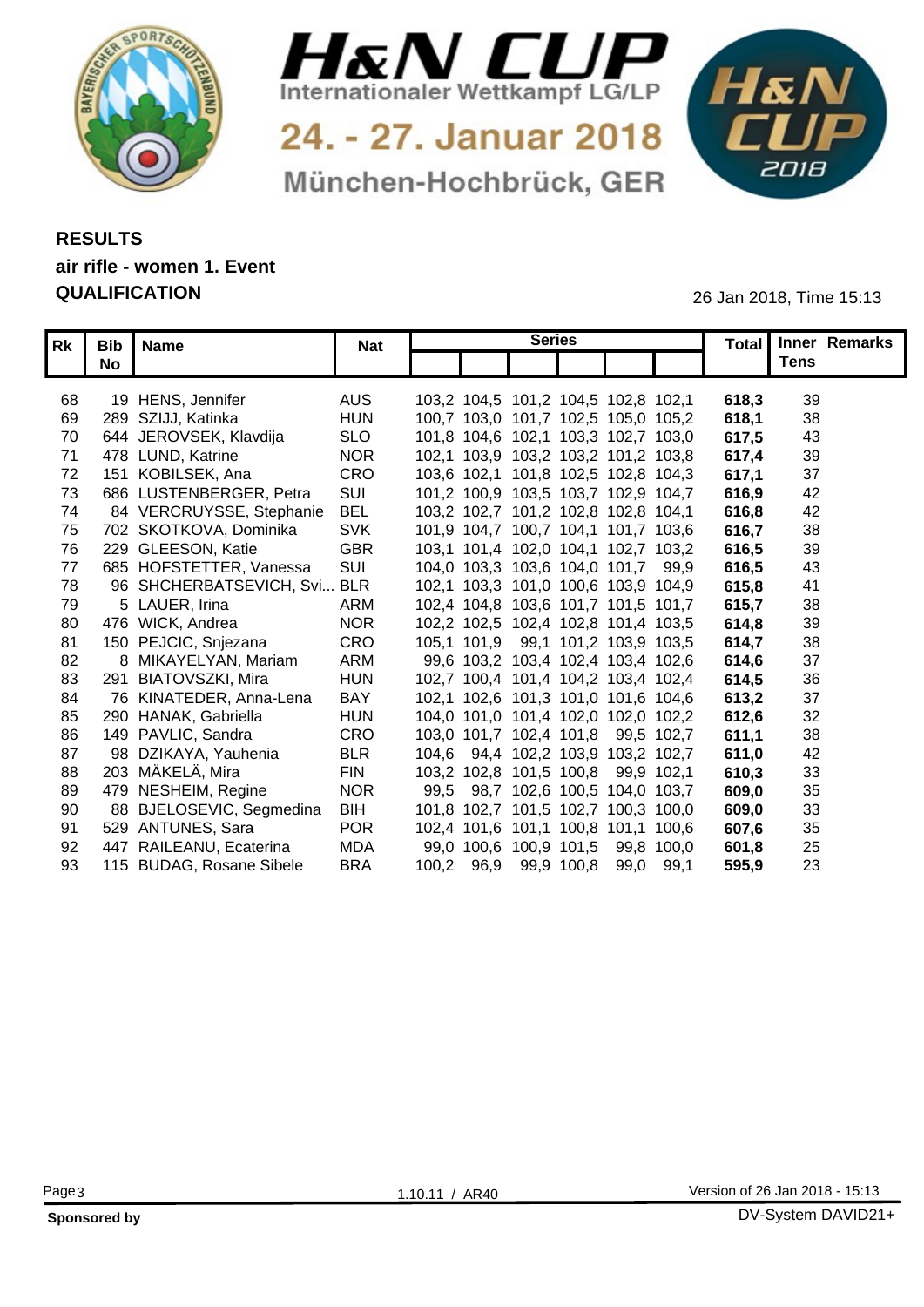# H&N CUP

Internationaler Wettkampf LG/LP

24. - 27. Januar 2018

München-Hochbrück, GER

**RESULTS**
**air rifle - women 1. Event**
**QUALIFICATION**

26 Jan 2018, Time 15:13

| Rk | Bib No | Name | Nat | Series | | | | | | Total | Inner Tens | Remarks |
|---|---|---|---|---|---|---|---|---|---|---|---|---|
| 68 | 19 | HENS, Jennifer | AUS | 103,2 | 104,5 | 101,2 | 104,5 | 102,8 | 102,1 | **618,3** | 39 | |
| 69 | 289 | SZIJJ, Katinka | HUN | 100,7 | 103,0 | 101,7 | 102,5 | 105,0 | 105,2 | **618,1** | 38 | |
| 70 | 644 | JEROVSEK, Klavdija | SLO | 101,8 | 104,6 | 102,1 | 103,3 | 102,7 | 103,0 | **617,5** | 43 | |
| 71 | 478 | LUND, Katrine | NOR | 102,1 | 103,9 | 103,2 | 103,2 | 101,2 | 103,8 | **617,4** | 39 | |
| 72 | 151 | KOBILSEK, Ana | CRO | 103,6 | 102,1 | 101,8 | 102,5 | 102,8 | 104,3 | **617,1** | 37 | |
| 73 | 686 | LUSTENBERGER, Petra | SUI | 101,2 | 100,9 | 103,5 | 103,7 | 102,9 | 104,7 | **616,9** | 42 | |
| 74 | 84 | VERCRUYSSE, Stephanie | BEL | 103,2 | 102,7 | 101,2 | 102,8 | 102,8 | 104,1 | **616,8** | 42 | |
| 75 | 702 | SKOTKOVA, Dominika | SVK | 101,9 | 104,7 | 100,7 | 104,1 | 101,7 | 103,6 | **616,7** | 38 | |
| 76 | 229 | GLEESON, Katie | GBR | 103,1 | 101,4 | 102,0 | 104,1 | 102,7 | 103,2 | **616,5** | 39 | |
| 77 | 685 | HOFSTETTER, Vanessa | SUI | 104,0 | 103,3 | 103,6 | 104,0 | 101,7 | 99,9 | **616,5** | 43 | |
| 78 | 96 | SHCHERBATSEVICH, Svi... | BLR | 102,1 | 103,3 | 101,0 | 100,6 | 103,9 | 104,9 | **615,8** | 41 | |
| 79 | 5 | LAUER, Irina | ARM | 102,4 | 104,8 | 103,6 | 101,7 | 101,5 | 101,7 | **615,7** | 38 | |
| 80 | 476 | WICK, Andrea | NOR | 102,2 | 102,5 | 102,4 | 102,8 | 101,4 | 103,5 | **614,8** | 39 | |
| 81 | 150 | PEJCIC, Snjezana | CRO | 105,1 | 101,9 | 99,1 | 101,2 | 103,9 | 103,5 | **614,7** | 38 | |
| 82 | 8 | MIKAYELYAN, Mariam | ARM | 99,6 | 103,2 | 103,4 | 102,4 | 103,4 | 102,6 | **614,6** | 37 | |
| 83 | 291 | BIATOVSZKI, Mira | HUN | 102,7 | 100,4 | 101,4 | 104,2 | 103,4 | 102,4 | **614,5** | 36 | |
| 84 | 76 | KINATEDER, Anna-Lena | BAY | 102,1 | 102,6 | 101,3 | 101,0 | 101,6 | 104,6 | **613,2** | 37 | |
| 85 | 290 | HANAK, Gabriella | HUN | 104,0 | 101,0 | 101,4 | 102,0 | 102,0 | 102,2 | **612,6** | 32 | |
| 86 | 149 | PAVLIC, Sandra | CRO | 103,0 | 101,7 | 102,4 | 101,8 | 99,5 | 102,7 | **611,1** | 38 | |
| 87 | 98 | DZIKAYA, Yauhenia | BLR | 104,6 | 94,4 | 102,2 | 103,9 | 103,2 | 102,7 | **611,0** | 42 | |
| 88 | 203 | MÄKELÄ, Mira | FIN | 103,2 | 102,8 | 101,5 | 100,8 | 99,9 | 102,1 | **610,3** | 33 | |
| 89 | 479 | NESHEIM, Regine | NOR | 99,5 | 98,7 | 102,6 | 100,5 | 104,0 | 103,7 | **609,0** | 35 | |
| 90 | 88 | BJELOSEVIC, Segmedina | BIH | 101,8 | 102,7 | 101,5 | 102,7 | 100,3 | 100,0 | **609,0** | 33 | |
| 91 | 529 | ANTUNES, Sara | POR | 102,4 | 101,6 | 101,1 | 100,8 | 101,1 | 100,6 | **607,6** | 35 | |
| 92 | 447 | RAILEANU, Ecaterina | MDA | 99,0 | 100,6 | 100,9 | 101,5 | 99,8 | 100,0 | **601,8** | 25 | |
| 93 | 115 | BUDAG, Rosane Sibele | BRA | 100,2 | 96,9 | 99,9 | 100,8 | 99,0 | 99,1 | **595,9** | 23 | |

1.10.11 / AR40

Version of 26 Jan 2018 - 15:13

**Sponsored by**

DV-System DAVID21+